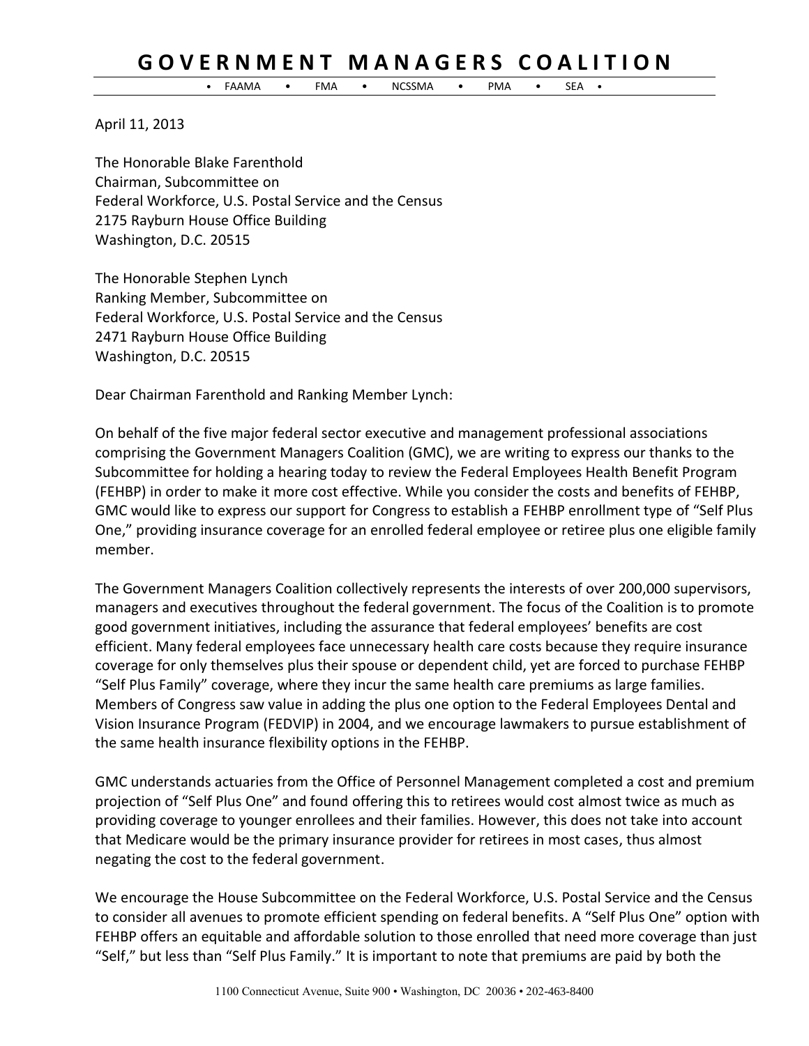# GOVERNMENT MANAGERS COALITION

• FAAMA • FMA • NCSSMA • PMA • SEA •

April 11, 2013

The Honorable Blake Farenthold
Chairman, Subcommittee on
Federal Workforce, U.S. Postal Service and the Census
2175 Rayburn House Office Building
Washington, D.C. 20515

The Honorable Stephen Lynch
Ranking Member, Subcommittee on
Federal Workforce, U.S. Postal Service and the Census
2471 Rayburn House Office Building
Washington, D.C. 20515

Dear Chairman Farenthold and Ranking Member Lynch:

On behalf of the five major federal sector executive and management professional associations comprising the Government Managers Coalition (GMC), we are writing to express our thanks to the Subcommittee for holding a hearing today to review the Federal Employees Health Benefit Program (FEHBP) in order to make it more cost effective. While you consider the costs and benefits of FEHBP, GMC would like to express our support for Congress to establish a FEHBP enrollment type of "Self Plus One," providing insurance coverage for an enrolled federal employee or retiree plus one eligible family member.

The Government Managers Coalition collectively represents the interests of over 200,000 supervisors, managers and executives throughout the federal government. The focus of the Coalition is to promote good government initiatives, including the assurance that federal employees' benefits are cost efficient. Many federal employees face unnecessary health care costs because they require insurance coverage for only themselves plus their spouse or dependent child, yet are forced to purchase FEHBP "Self Plus Family" coverage, where they incur the same health care premiums as large families. Members of Congress saw value in adding the plus one option to the Federal Employees Dental and Vision Insurance Program (FEDVIP) in 2004, and we encourage lawmakers to pursue establishment of the same health insurance flexibility options in the FEHBP.

GMC understands actuaries from the Office of Personnel Management completed a cost and premium projection of "Self Plus One" and found offering this to retirees would cost almost twice as much as providing coverage to younger enrollees and their families. However, this does not take into account that Medicare would be the primary insurance provider for retirees in most cases, thus almost negating the cost to the federal government.

We encourage the House Subcommittee on the Federal Workforce, U.S. Postal Service and the Census to consider all avenues to promote efficient spending on federal benefits. A "Self Plus One" option with FEHBP offers an equitable and affordable solution to those enrolled that need more coverage than just "Self," but less than "Self Plus Family." It is important to note that premiums are paid by both the

1100 Connecticut Avenue, Suite 900 • Washington, DC 20036 • 202-463-8400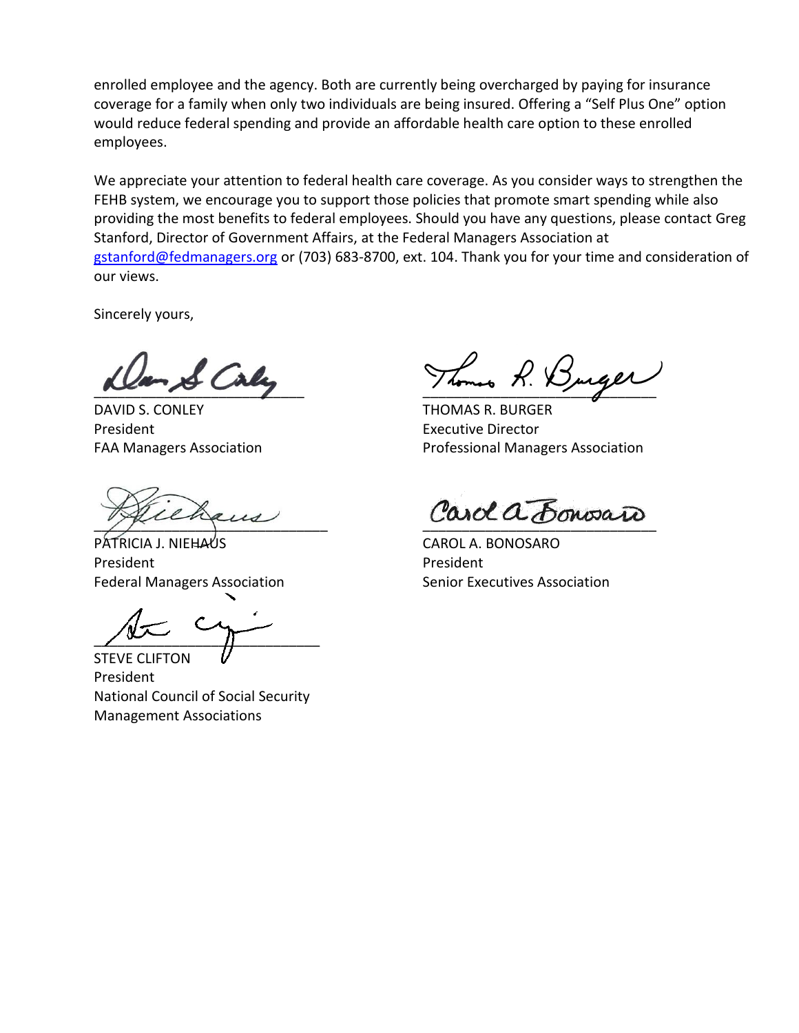enrolled employee and the agency. Both are currently being overcharged by paying for insurance coverage for a family when only two individuals are being insured. Offering a "Self Plus One" option would reduce federal spending and provide an affordable health care option to these enrolled employees.

We appreciate your attention to federal health care coverage. As you consider ways to strengthen the FEHB system, we encourage you to support those policies that promote smart spending while also providing the most benefits to federal employees. Should you have any questions, please contact Greg Stanford, Director of Government Affairs, at the Federal Managers Association at gstanford@fedmanagers.org or (703) 683-8700, ext. 104. Thank you for your time and consideration of our views.

Sincerely yours,

DAVID S. CONLEY
President
FAA Managers Association

THOMAS R. BURGER
Executive Director
Professional Managers Association

PATRICIA J. NIEHAUS
President
Federal Managers Association

CAROL A. BONOSARO
President
Senior Executives Association

STEVE CLIFTON
President
National Council of Social Security Management Associations